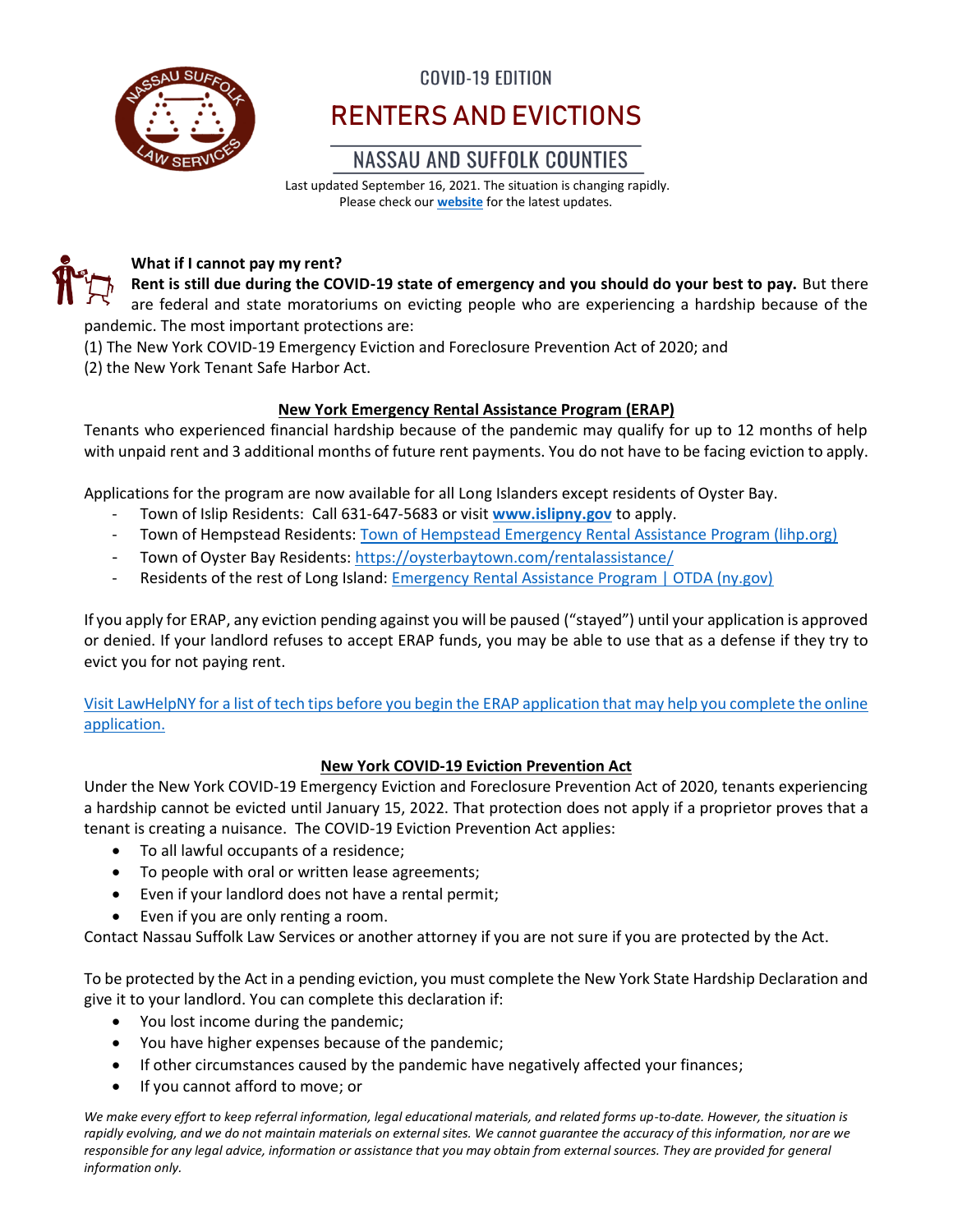COVID-19 EDITION

# RENTERS AND EVICTIONS

## NASSAU AND SUFFOLK COUNTIES

Last updated September 16, 2021. The situation is changing rapidly. Please check our [website](#) for the latest updates.

### What if I cannot pay my rent?

**Rent is still due during the COVID-19 state of emergency and you should do your best to pay.** But there are federal and state moratoriums on evicting people who are experiencing a hardship because of the pandemic. The most important protections are:

(1) The New York COVID-19 Emergency Eviction and Foreclosure Prevention Act of 2020; and
(2) the New York Tenant Safe Harbor Act.

### New York Emergency Rental Assistance Program (ERAP)

Tenants who experienced financial hardship because of the pandemic may qualify for up to 12 months of help with unpaid rent and 3 additional months of future rent payments. You do not have to be facing eviction to apply.

Applications for the program are now available for all Long Islanders except residents of Oyster Bay.

- Town of Islip Residents: Call 631-647-5683 or visit **www.islipny.gov** to apply.
- Town of Hempstead Residents: Town of Hempstead Emergency Rental Assistance Program (lihp.org)
- Town of Oyster Bay Residents: https://oysterbaytown.com/rentalassistance/
- Residents of the rest of Long Island: Emergency Rental Assistance Program | OTDA (ny.gov)

If you apply for ERAP, any eviction pending against you will be paused ("stayed") until your application is approved or denied. If your landlord refuses to accept ERAP funds, you may be able to use that as a defense if they try to evict you for not paying rent.

Visit LawHelpNY for a list of tech tips before you begin the ERAP application that may help you complete the online application.

### New York COVID-19 Eviction Prevention Act

Under the New York COVID-19 Emergency Eviction and Foreclosure Prevention Act of 2020, tenants experiencing a hardship cannot be evicted until January 15, 2022. That protection does not apply if a proprietor proves that a tenant is creating a nuisance. The COVID-19 Eviction Prevention Act applies:

- To all lawful occupants of a residence;
- To people with oral or written lease agreements;
- Even if your landlord does not have a rental permit;
- Even if you are only renting a room.

Contact Nassau Suffolk Law Services or another attorney if you are not sure if you are protected by the Act.

To be protected by the Act in a pending eviction, you must complete the New York State Hardship Declaration and give it to your landlord. You can complete this declaration if:

- You lost income during the pandemic;
- You have higher expenses because of the pandemic;
- If other circumstances caused by the pandemic have negatively affected your finances;
- If you cannot afford to move; or

*We make every effort to keep referral information, legal educational materials, and related forms up-to-date. However, the situation is rapidly evolving, and we do not maintain materials on external sites. We cannot guarantee the accuracy of this information, nor are we responsible for any legal advice, information or assistance that you may obtain from external sources. They are provided for general information only.*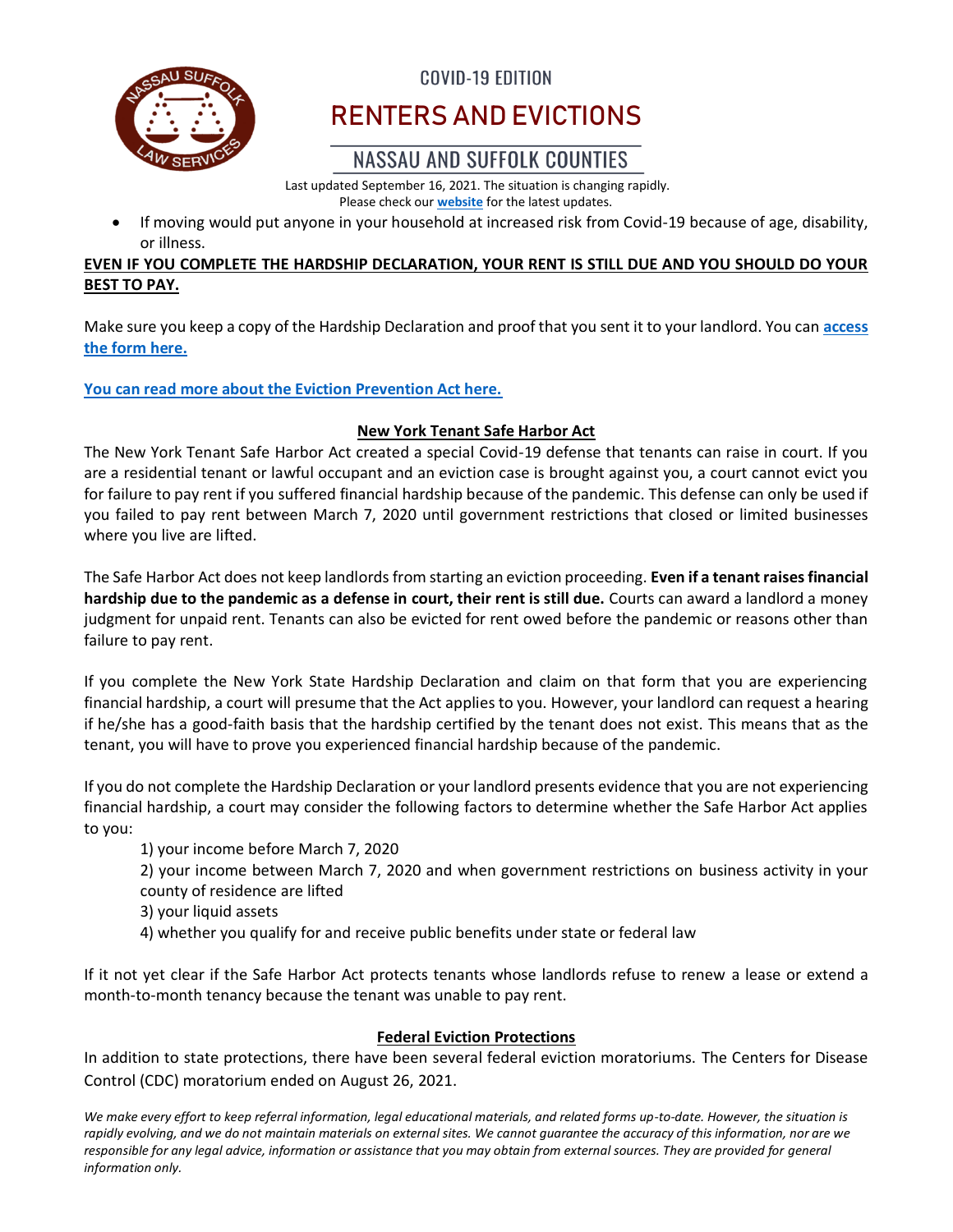- If moving would put anyone in your household at increased risk from Covid-19 because of age, disability, or illness.

**EVEN IF YOU COMPLETE THE HARDSHIP DECLARATION, YOUR RENT IS STILL DUE AND YOU SHOULD DO YOUR BEST TO PAY.**

Make sure you keep a copy of the Hardship Declaration and proof that you sent it to your landlord. You can **access the form here.**

**You can read more about the Eviction Prevention Act here.**

## New York Tenant Safe Harbor Act

The New York Tenant Safe Harbor Act created a special Covid-19 defense that tenants can raise in court. If you are a residential tenant or lawful occupant and an eviction case is brought against you, a court cannot evict you for failure to pay rent if you suffered financial hardship because of the pandemic. This defense can only be used if you failed to pay rent between March 7, 2020 until government restrictions that closed or limited businesses where you live are lifted.

The Safe Harbor Act does not keep landlords from starting an eviction proceeding. **Even if a tenant raises financial hardship due to the pandemic as a defense in court, their rent is still due.** Courts can award a landlord a money judgment for unpaid rent. Tenants can also be evicted for rent owed before the pandemic or reasons other than failure to pay rent.

If you complete the New York State Hardship Declaration and claim on that form that you are experiencing financial hardship, a court will presume that the Act applies to you. However, your landlord can request a hearing if he/she has a good-faith basis that the hardship certified by the tenant does not exist. This means that as the tenant, you will have to prove you experienced financial hardship because of the pandemic.

If you do not complete the Hardship Declaration or your landlord presents evidence that you are not experiencing financial hardship, a court may consider the following factors to determine whether the Safe Harbor Act applies to you:

1) your income before March 7, 2020
2) your income between March 7, 2020 and when government restrictions on business activity in your county of residence are lifted
3) your liquid assets
4) whether you qualify for and receive public benefits under state or federal law

If it not yet clear if the Safe Harbor Act protects tenants whose landlords refuse to renew a lease or extend a month-to-month tenancy because the tenant was unable to pay rent.

## Federal Eviction Protections

In addition to state protections, there have been several federal eviction moratoriums. The Centers for Disease Control (CDC) moratorium ended on August 26, 2021.

*We make every effort to keep referral information, legal educational materials, and related forms up-to-date. However, the situation is rapidly evolving, and we do not maintain materials on external sites. We cannot guarantee the accuracy of this information, nor are we responsible for any legal advice, information or assistance that you may obtain from external sources. They are provided for general information only.*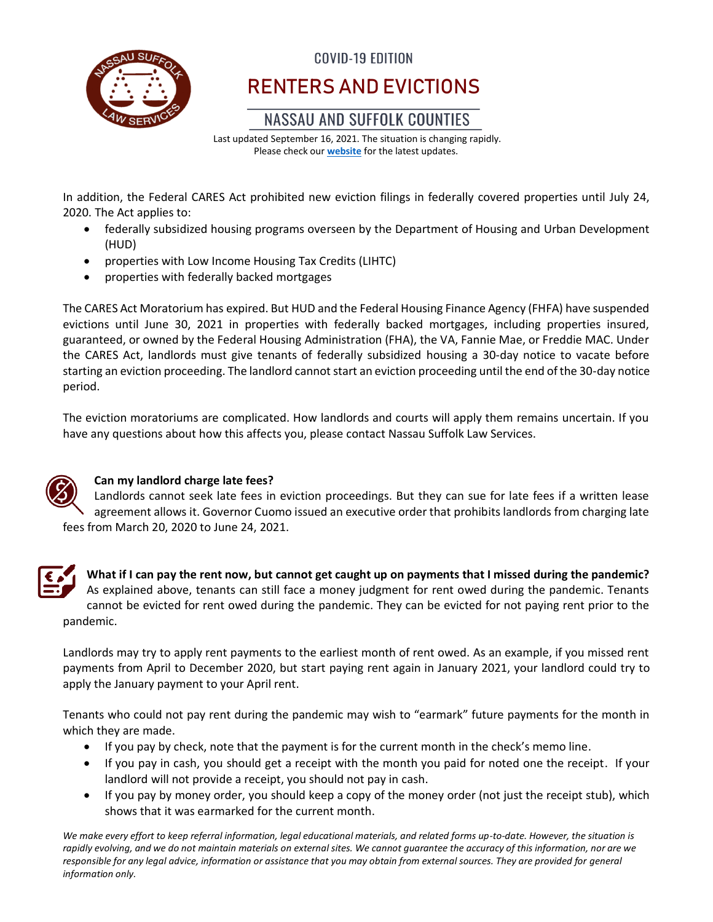In addition, the Federal CARES Act prohibited new eviction filings in federally covered properties until July 24, 2020. The Act applies to:

- federally subsidized housing programs overseen by the Department of Housing and Urban Development (HUD)
- properties with Low Income Housing Tax Credits (LIHTC)
- properties with federally backed mortgages

The CARES Act Moratorium has expired. But HUD and the Federal Housing Finance Agency (FHFA) have suspended evictions until June 30, 2021 in properties with federally backed mortgages, including properties insured, guaranteed, or owned by the Federal Housing Administration (FHA), the VA, Fannie Mae, or Freddie MAC. Under the CARES Act, landlords must give tenants of federally subsidized housing a 30-day notice to vacate before starting an eviction proceeding. The landlord cannot start an eviction proceeding until the end of the 30-day notice period.

The eviction moratoriums are complicated. How landlords and courts will apply them remains uncertain. If you have any questions about how this affects you, please contact Nassau Suffolk Law Services.

### Can my landlord charge late fees?

Landlords cannot seek late fees in eviction proceedings. But they can sue for late fees if a written lease agreement allows it. Governor Cuomo issued an executive order that prohibits landlords from charging late fees from March 20, 2020 to June 24, 2021.

### What if I can pay the rent now, but cannot get caught up on payments that I missed during the pandemic?

As explained above, tenants can still face a money judgment for rent owed during the pandemic. Tenants cannot be evicted for rent owed during the pandemic. They can be evicted for not paying rent prior to the pandemic.

Landlords may try to apply rent payments to the earliest month of rent owed. As an example, if you missed rent payments from April to December 2020, but start paying rent again in January 2021, your landlord could try to apply the January payment to your April rent.

Tenants who could not pay rent during the pandemic may wish to "earmark" future payments for the month in which they are made.

- If you pay by check, note that the payment is for the current month in the check's memo line.
- If you pay in cash, you should get a receipt with the month you paid for noted one the receipt. If your landlord will not provide a receipt, you should not pay in cash.
- If you pay by money order, you should keep a copy of the money order (not just the receipt stub), which shows that it was earmarked for the current month.

*We make every effort to keep referral information, legal educational materials, and related forms up-to-date. However, the situation is rapidly evolving, and we do not maintain materials on external sites. We cannot guarantee the accuracy of this information, nor are we responsible for any legal advice, information or assistance that you may obtain from external sources. They are provided for general information only.*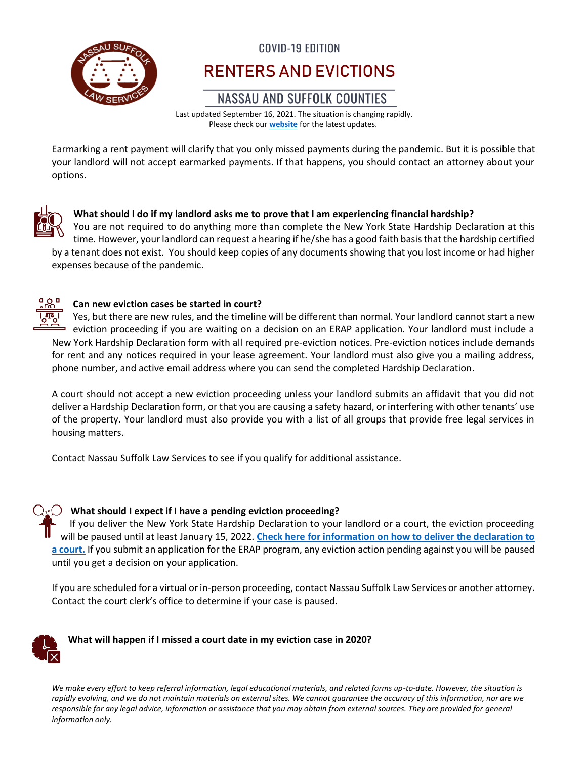Earmarking a rent payment will clarify that you only missed payments during the pandemic. But it is possible that your landlord will not accept earmarked payments. If that happens, you should contact an attorney about your options.

### What should I do if my landlord asks me to prove that I am experiencing financial hardship?

You are not required to do anything more than complete the New York State Hardship Declaration at this time. However, your landlord can request a hearing if he/she has a good faith basis that the hardship certified by a tenant does not exist. You should keep copies of any documents showing that you lost income or had higher expenses because of the pandemic.

### Can new eviction cases be started in court?

Yes, but there are new rules, and the timeline will be different than normal. Your landlord cannot start a new eviction proceeding if you are waiting on a decision on an ERAP application. Your landlord must include a New York Hardship Declaration form with all required pre-eviction notices. Pre-eviction notices include demands for rent and any notices required in your lease agreement. Your landlord must also give you a mailing address, phone number, and active email address where you can send the completed Hardship Declaration.

A court should not accept a new eviction proceeding unless your landlord submits an affidavit that you did not deliver a Hardship Declaration form, or that you are causing a safety hazard, or interfering with other tenants' use of the property. Your landlord must also provide you with a list of all groups that provide free legal services in housing matters.

Contact Nassau Suffolk Law Services to see if you qualify for additional assistance.

### What should I expect if I have a pending eviction proceeding?

If you deliver the New York State Hardship Declaration to your landlord or a court, the eviction proceeding will be paused until at least January 15, 2022. [Check here for information on how to deliver the declaration to a court.](#) If you submit an application for the ERAP program, any eviction action pending against you will be paused until you get a decision on your application.

If you are scheduled for a virtual or in-person proceeding, contact Nassau Suffolk Law Services or another attorney. Contact the court clerk's office to determine if your case is paused.

### What will happen if I missed a court date in my eviction case in 2020?

*We make every effort to keep referral information, legal educational materials, and related forms up-to-date. However, the situation is rapidly evolving, and we do not maintain materials on external sites. We cannot guarantee the accuracy of this information, nor are we responsible for any legal advice, information or assistance that you may obtain from external sources. They are provided for general information only.*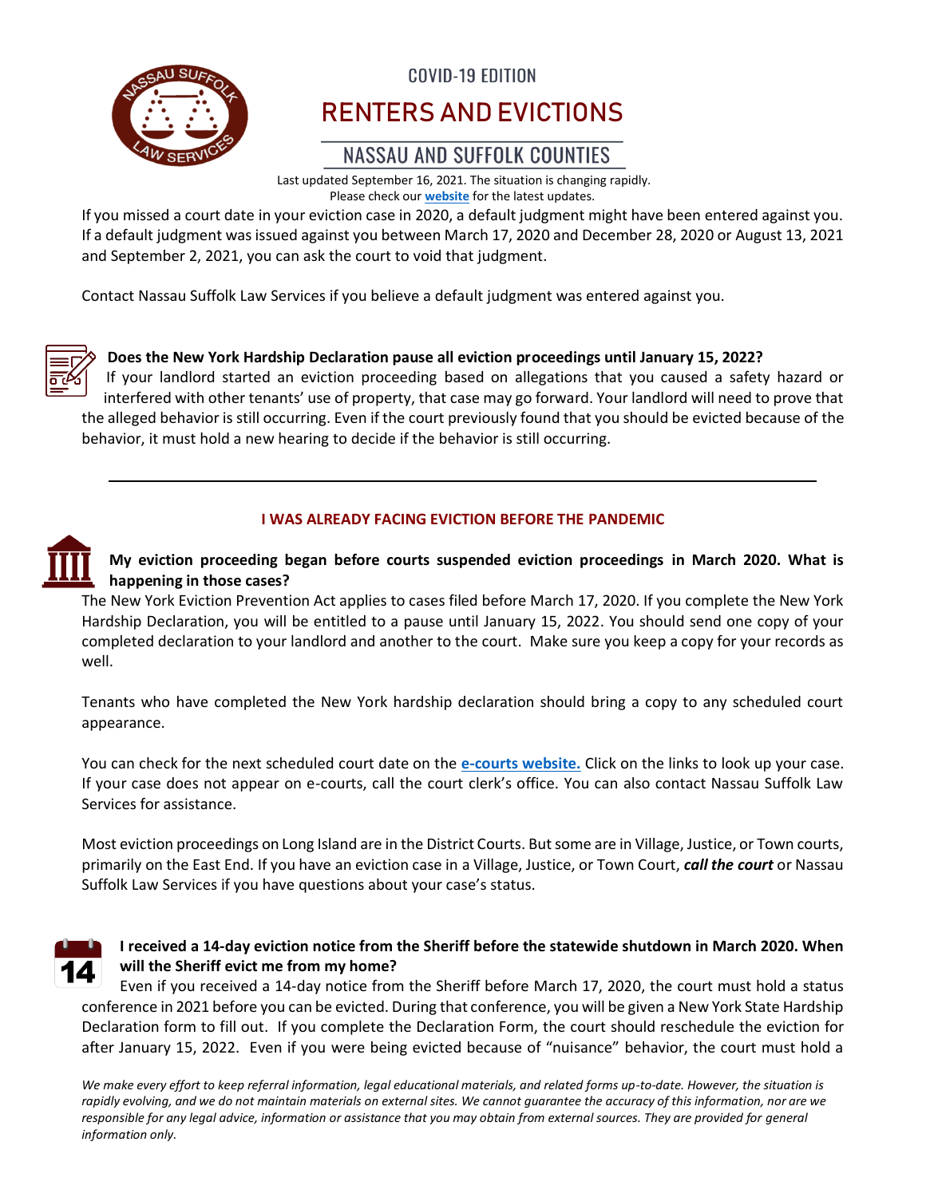COVID-19 EDITION

# RENTERS AND EVICTIONS

## NASSAU AND SUFFOLK COUNTIES

Last updated September 16, 2021. The situation is changing rapidly. Please check our **website** for the latest updates.

If you missed a court date in your eviction case in 2020, a default judgment might have been entered against you. If a default judgment was issued against you between March 17, 2020 and December 28, 2020 or August 13, 2021 and September 2, 2021, you can ask the court to void that judgment.

Contact Nassau Suffolk Law Services if you believe a default judgment was entered against you.

**Does the New York Hardship Declaration pause all eviction proceedings until January 15, 2022?**

If your landlord started an eviction proceeding based on allegations that you caused a safety hazard or interfered with other tenants' use of property, that case may go forward. Your landlord will need to prove that the alleged behavior is still occurring. Even if the court previously found that you should be evicted because of the behavior, it must hold a new hearing to decide if the behavior is still occurring.

---

### I WAS ALREADY FACING EVICTION BEFORE THE PANDEMIC

**My eviction proceeding began before courts suspended eviction proceedings in March 2020. What is happening in those cases?**

The New York Eviction Prevention Act applies to cases filed before March 17, 2020. If you complete the New York Hardship Declaration, you will be entitled to a pause until January 15, 2022. You should send one copy of your completed declaration to your landlord and another to the court. Make sure you keep a copy for your records as well.

Tenants who have completed the New York hardship declaration should bring a copy to any scheduled court appearance.

You can check for the next scheduled court date on the **e-courts website.** Click on the links to look up your case. If your case does not appear on e-courts, call the court clerk's office. You can also contact Nassau Suffolk Law Services for assistance.

Most eviction proceedings on Long Island are in the District Courts. But some are in Village, Justice, or Town courts, primarily on the East End. If you have an eviction case in a Village, Justice, or Town Court, ***call the court*** or Nassau Suffolk Law Services if you have questions about your case's status.

**I received a 14-day eviction notice from the Sheriff before the statewide shutdown in March 2020. When will the Sheriff evict me from my home?**

Even if you received a 14-day notice from the Sheriff before March 17, 2020, the court must hold a status conference in 2021 before you can be evicted. During that conference, you will be given a New York State Hardship Declaration form to fill out. If you complete the Declaration Form, the court should reschedule the eviction for after January 15, 2022. Even if you were being evicted because of "nuisance" behavior, the court must hold a

*We make every effort to keep referral information, legal educational materials, and related forms up-to-date. However, the situation is rapidly evolving, and we do not maintain materials on external sites. We cannot guarantee the accuracy of this information, nor are we responsible for any legal advice, information or assistance that you may obtain from external sources. They are provided for general information only.*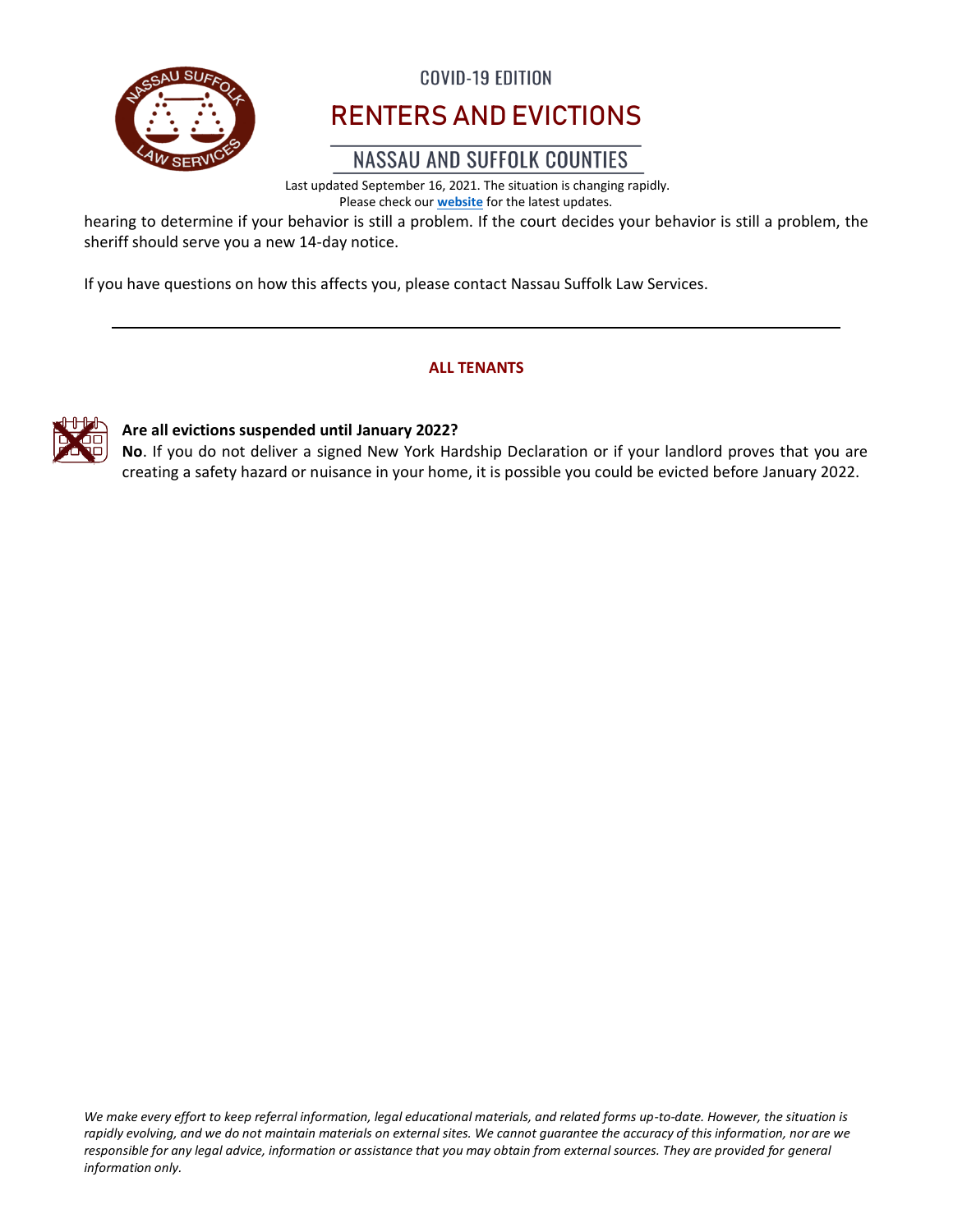hearing to determine if your behavior is still a problem. If the court decides your behavior is still a problem, the sheriff should serve you a new 14-day notice.

If you have questions on how this affects you, please contact Nassau Suffolk Law Services.

---

**ALL TENANTS**

**Are all evictions suspended until January 2022?**

**No**. If you do not deliver a signed New York Hardship Declaration or if your landlord proves that you are creating a safety hazard or nuisance in your home, it is possible you could be evicted before January 2022.

*We make every effort to keep referral information, legal educational materials, and related forms up-to-date. However, the situation is rapidly evolving, and we do not maintain materials on external sites. We cannot guarantee the accuracy of this information, nor are we responsible for any legal advice, information or assistance that you may obtain from external sources. They are provided for general information only.*